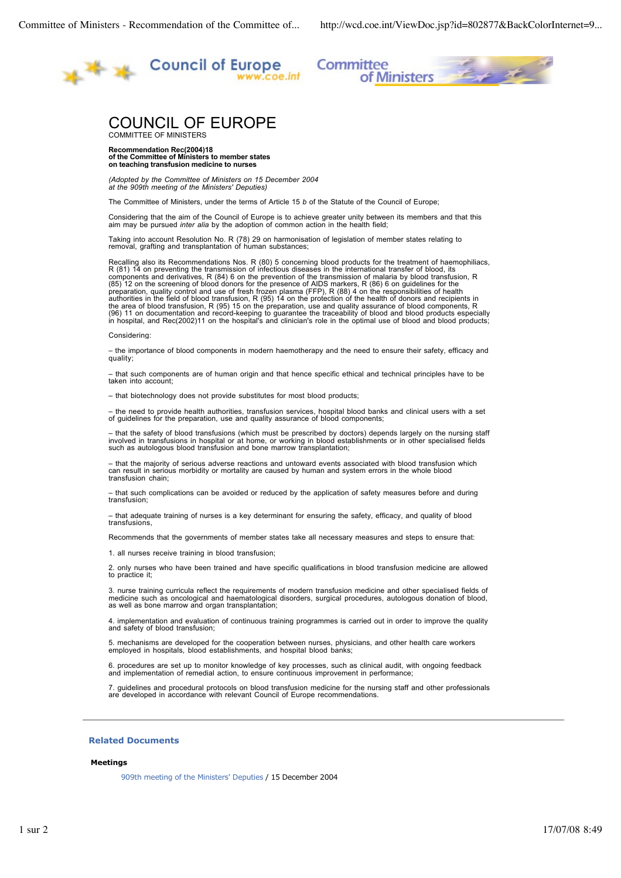# COUNCIL OF EUROPE

COMMITTEE OF MINISTERS

**Recommendation Rec(2004)18**
**of the Committee of Ministers to member states**
**on teaching transfusion medicine to nurses**

*(Adopted by the Committee of Ministers on 15 December 2004*
*at the 909th meeting of the Ministers' Deputies)*

The Committee of Ministers, under the terms of Article 15 *b* of the Statute of the Council of Europe;

Considering that the aim of the Council of Europe is to achieve greater unity between its members and that this aim may be pursued *inter alia* by the adoption of common action in the health field;

Taking into account Resolution No. R (78) 29 on harmonisation of legislation of member states relating to removal, grafting and transplantation of human substances;

Recalling also its Recommendations Nos. R (80) 5 concerning blood products for the treatment of haemophiliacs, R (81) 14 on preventing the transmission of infectious diseases in the international transfer of blood, its components and derivatives, R (84) 6 on the prevention of the transmission of malaria by blood transfusion, R (85) 12 on the screening of blood donors for the presence of AIDS markers, R (86) 6 on guidelines for the preparation, quality control and use of fresh frozen plasma (FFP), R (88) 4 on the responsibilities of health authorities in the field of blood transfusion, R (95) 14 on the protection of the health of donors and recipients in the area of blood transfusion, R (95) 15 on the preparation, use and quality assurance of blood components, R (96) 11 on documentation and record-keeping to guarantee the traceability of blood and blood products especially in hospital, and Rec(2002)11 on the hospital's and clinician's role in the optimal use of blood and blood products;

Considering:

– the importance of blood components in modern haemotherapy and the need to ensure their safety, efficacy and quality;

– that such components are of human origin and that hence specific ethical and technical principles have to be taken into account;

– that biotechnology does not provide substitutes for most blood products;

– the need to provide health authorities, transfusion services, hospital blood banks and clinical users with a set of guidelines for the preparation, use and quality assurance of blood components;

– that the safety of blood transfusions (which must be prescribed by doctors) depends largely on the nursing staff involved in transfusions in hospital or at home, or working in blood establishments or in other specialised fields such as autologous blood transfusion and bone marrow transplantation;

– that the majority of serious adverse reactions and untoward events associated with blood transfusion which can result in serious morbidity or mortality are caused by human and system errors in the whole blood transfusion chain;

– that such complications can be avoided or reduced by the application of safety measures before and during transfusion;

– that adequate training of nurses is a key determinant for ensuring the safety, efficacy, and quality of blood transfusions,

Recommends that the governments of member states take all necessary measures and steps to ensure that:

1. all nurses receive training in blood transfusion;

2. only nurses who have been trained and have specific qualifications in blood transfusion medicine are allowed to practice it;

3. nurse training curricula reflect the requirements of modern transfusion medicine and other specialised fields of medicine such as oncological and haematological disorders, surgical procedures, autologous donation of blood, as well as bone marrow and organ transplantation;

4. implementation and evaluation of continuous training programmes is carried out in order to improve the quality and safety of blood transfusion;

5. mechanisms are developed for the cooperation between nurses, physicians, and other health care workers employed in hospitals, blood establishments, and hospital blood banks;

6. procedures are set up to monitor knowledge of key processes, such as clinical audit, with ongoing feedback and implementation of remedial action, to ensure continuous improvement in performance;

7. guidelines and procedural protocols on blood transfusion medicine for the nursing staff and other professionals are developed in accordance with relevant Council of Europe recommendations.

---

### Related Documents

**Meetings**

909th meeting of the Ministers' Deputies / 15 December 2004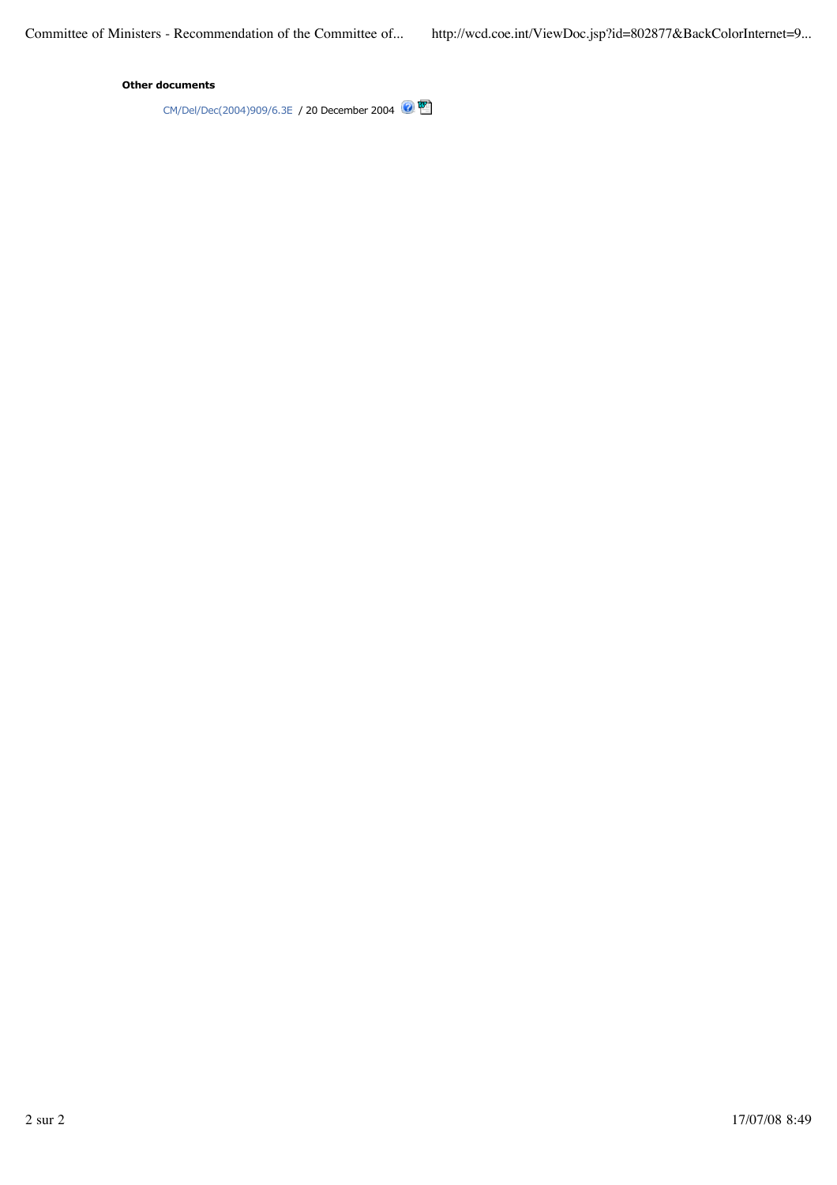**Other documents**

CM/Del/Dec(2004)909/6.3E / 20 December 2004